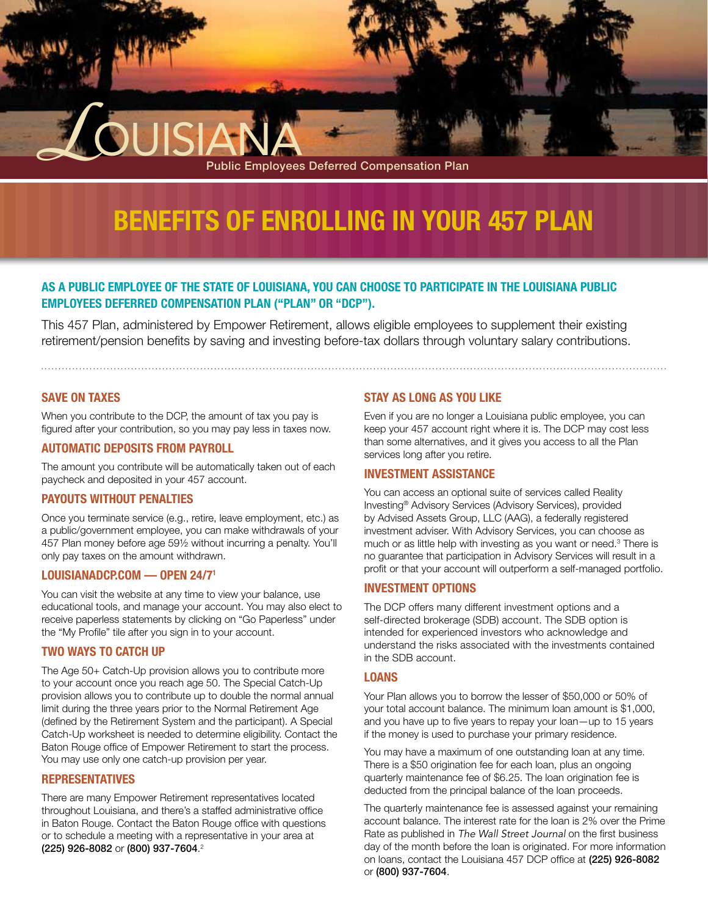# LOUISIANA

Public Employees Deferred Compensation Plan

# BENEFITS OF ENROLLING IN YOUR 457 PLAN

## AS A PUBLIC EMPLOYEE OF THE STATE OF LOUISIANA, YOU CAN CHOOSE TO PARTICIPATE IN THE LOUISIANA PUBLIC EMPLOYEES DEFERRED COMPENSATION PLAN ("PLAN" OR "DCP").

This 457 Plan, administered by Empower Retirement, allows eligible employees to supplement their existing retirement/pension benefits by saving and investing before-tax dollars through voluntary salary contributions.

### SAVE ON TAXES

When you contribute to the DCP, the amount of tax you pay is figured after your contribution, so you may pay less in taxes now.

### AUTOMATIC DEPOSITS FROM PAYROLL

The amount you contribute will be automatically taken out of each paycheck and deposited in your 457 account.

### PAYOUTS WITHOUT PENALTIES

Once you terminate service (e.g., retire, leave employment, etc.) as a public/government employee, you can make withdrawals of your 457 Plan money before age 59½ without incurring a penalty. You'll only pay taxes on the amount withdrawn.

### LOUISIANADCP.COM — OPEN 24/7[1]

You can visit the website at any time to view your balance, use educational tools, and manage your account. You may also elect to receive paperless statements by clicking on "Go Paperless" under the "My Profile" tile after you sign in to your account.

### TWO WAYS TO CATCH UP

The Age 50+ Catch-Up provision allows you to contribute more to your account once you reach age 50. The Special Catch-Up provision allows you to contribute up to double the normal annual limit during the three years prior to the Normal Retirement Age (defined by the Retirement System and the participant). A Special Catch-Up worksheet is needed to determine eligibility. Contact the Baton Rouge office of Empower Retirement to start the process. You may use only one catch-up provision per year.

### REPRESENTATIVES

There are many Empower Retirement representatives located throughout Louisiana, and there's a staffed administrative office in Baton Rouge. Contact the Baton Rouge office with questions or to schedule a meeting with a representative in your area at **(225) 926-8082** or **(800) 937-7604**.[2]

### STAY AS LONG AS YOU LIKE

Even if you are no longer a Louisiana public employee, you can keep your 457 account right where it is. The DCP may cost less than some alternatives, and it gives you access to all the Plan services long after you retire.

### INVESTMENT ASSISTANCE

You can access an optional suite of services called Reality Investing® Advisory Services (Advisory Services), provided by Advised Assets Group, LLC (AAG), a federally registered investment adviser. With Advisory Services, you can choose as much or as little help with investing as you want or need.[3] There is no guarantee that participation in Advisory Services will result in a profit or that your account will outperform a self-managed portfolio.

### INVESTMENT OPTIONS

The DCP offers many different investment options and a self-directed brokerage (SDB) account. The SDB option is intended for experienced investors who acknowledge and understand the risks associated with the investments contained in the SDB account.

### LOANS

Your Plan allows you to borrow the lesser of $50,000 or 50% of your total account balance. The minimum loan amount is $1,000, and you have up to five years to repay your loan—up to 15 years if the money is used to purchase your primary residence.

You may have a maximum of one outstanding loan at any time. There is a $50 origination fee for each loan, plus an ongoing quarterly maintenance fee of $6.25. The loan origination fee is deducted from the principal balance of the loan proceeds.

The quarterly maintenance fee is assessed against your remaining account balance. The interest rate for the loan is 2% over the Prime Rate as published in *The Wall Street Journal* on the first business day of the month before the loan is originated. For more information on loans, contact the Louisiana 457 DCP office at **(225) 926-8082** or **(800) 937-7604**.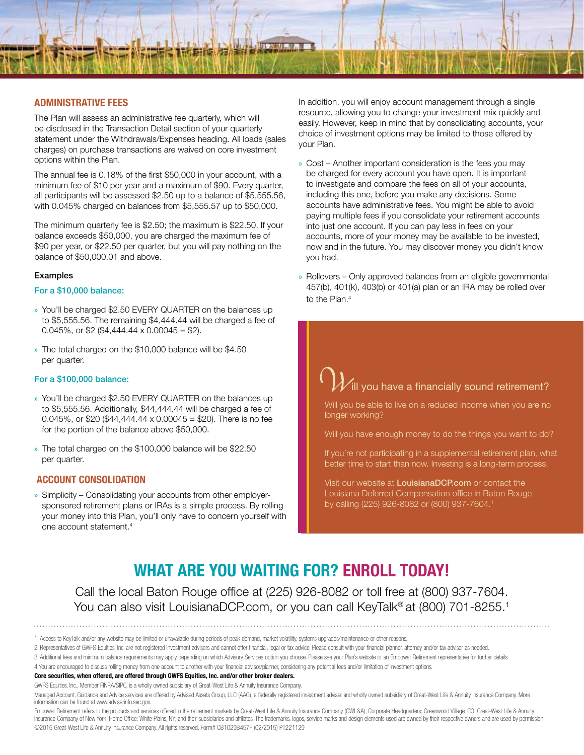## ADMINISTRATIVE FEES

The Plan will assess an administrative fee quarterly, which will be disclosed in the Transaction Detail section of your quarterly statement under the Withdrawals/Expenses heading. All loads (sales charges) on purchase transactions are waived on core investment options within the Plan.

The annual fee is 0.18% of the first $50,000 in your account, with a minimum fee of $10 per year and a maximum of $90. Every quarter, all participants will be assessed $2.50 up to a balance of $5,555.56, with 0.045% charged on balances from $5,555.57 up to $50,000.

The minimum quarterly fee is $2.50; the maximum is $22.50. If your balance exceeds $50,000, you are charged the maximum fee of $90 per year, or $22.50 per quarter, but you will pay nothing on the balance of $50,000.01 and above.

**Examples**

### For a $10,000 balance:

- You'll be charged $2.50 EVERY QUARTER on the balances up to $5,555.56. The remaining $4,444.44 will be charged a fee of 0.045%, or $2 ($4,444.44 x 0.00045 = $2).
- The total charged on the $10,000 balance will be $4.50 per quarter.

### For a $100,000 balance:

- You'll be charged $2.50 EVERY QUARTER on the balances up to $5,555.56. Additionally, $44,444.44 will be charged a fee of 0.045%, or $20 ($44,444.44 x 0.00045 = $20). There is no fee for the portion of the balance above $50,000.
- The total charged on the $100,000 balance will be $22.50 per quarter.

## ACCOUNT CONSOLIDATION

- Simplicity – Consolidating your accounts from other employer-sponsored retirement plans or IRAs is a simple process. By rolling your money into this Plan, you'll only have to concern yourself with one account statement.[4]

In addition, you will enjoy account management through a single resource, allowing you to change your investment mix quickly and easily. However, keep in mind that by consolidating accounts, your choice of investment options may be limited to those offered by your Plan.

- Cost – Another important consideration is the fees you may be charged for every account you have open. It is important to investigate and compare the fees on all of your accounts, including this one, before you make any decisions. Some accounts have administrative fees. You might be able to avoid paying multiple fees if you consolidate your retirement accounts into just one account. If you can pay less in fees on your accounts, more of your money may be available to be invested, now and in the future. You may discover money you didn't know you had.
- Rollovers – Only approved balances from an eligible governmental 457(b), 401(k), 403(b) or 401(a) plan or an IRA may be rolled over to the Plan.[4]

### Will you have a financially sound retirement?

Will you be able to live on a reduced income when you are no longer working?

Will you have enough money to do the things you want to do?

If you're not participating in a supplemental retirement plan, what better time to start than now. Investing is a long-term process.

Visit our website at **LouisianaDCP.com** or contact the Louisiana Deferred Compensation office in Baton Rouge by calling (225) 926-8082 or (800) 937-7604.[1]

## WHAT ARE YOU WAITING FOR? ENROLL TODAY!

Call the local Baton Rouge office at (225) 926-8082 or toll free at (800) 937-7604. You can also visit LouisianaDCP.com, or you can call KeyTalk® at (800) 701-8255.[1]

---

1 Access to KeyTalk and/or any website may be limited or unavailable during periods of peak demand, market volatility, systems upgrades/maintenance or other reasons.

2 Representatives of GWFS Equities, Inc. are not registered investment advisors and cannot offer financial, legal or tax advice. Please consult with your financial planner, attorney and/or tax advisor as needed.

3 Additional fees and minimum balance requirements may apply depending on which Advisory Services option you choose. Please see your Plan's website or an Empower Retirement representative for further details.

4 You are encouraged to discuss rolling money from one account to another with your financial advisor/planner, considering any potential fees and/or limitation of investment options.

**Core securities, when offered, are offered through GWFS Equities, Inc. and/or other broker dealers.**

GWFS Equities, Inc., Member FINRA/SIPC, is a wholly owned subsidiary of Great-West Life & Annuity Insurance Company.

Managed Account, Guidance and Advice services are offered by Advised Assets Group, LLC (AAG), a federally registered investment adviser and wholly owned subsidiary of Great-West Life & Annuity Insurance Company. More information can be found at www.adviserinfo.sec.gov.

Empower Retirement refers to the products and services offered in the retirement markets by Great-West Life & Annuity Insurance Company (GWL&A), Corporate Headquarters: Greenwood Village, CO; Great-West Life & Annuity Insurance Company of New York, Home Office: White Plains, NY; and their subsidiaries and affiliates. The trademarks, logos, service marks and design elements used are owned by their respective owners and are used by permission.

©2015 Great-West Life & Annuity Insurance Company. All rights reserved. Form# CB1029B457F (02/2015) PT221129